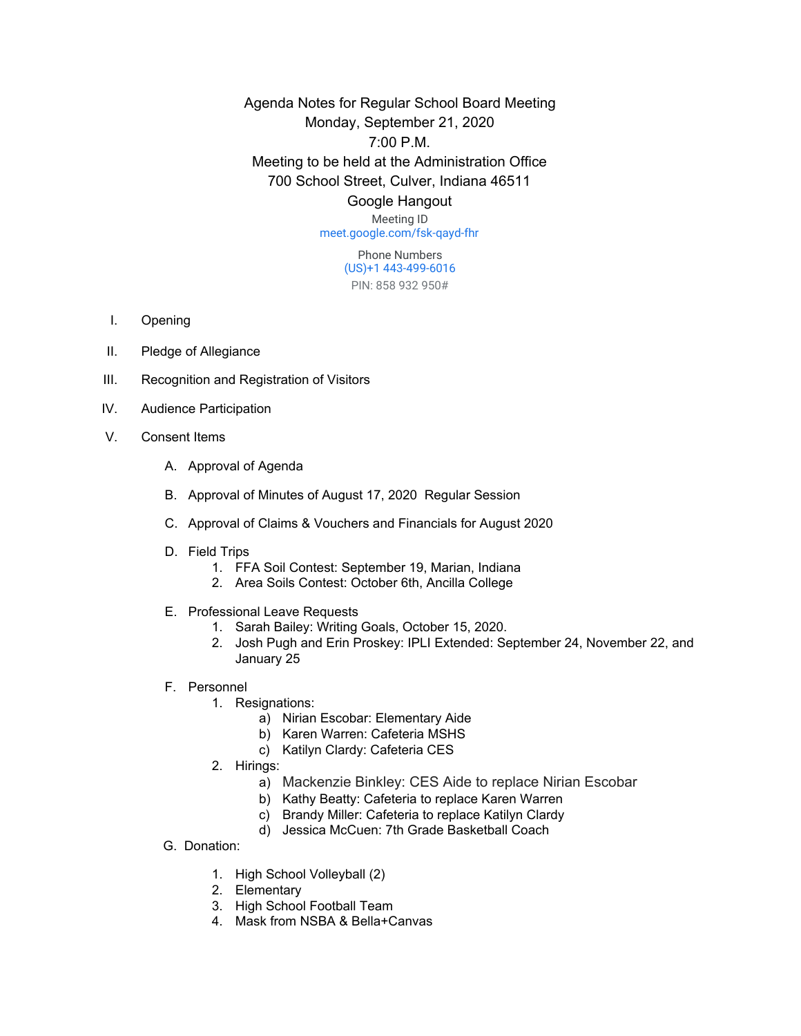# Agenda Notes for Regular School Board Meeting

Monday, September 21, 2020

7:00 P.M.

Meeting to be held at the Administration Office

700 School Street, Culver, Indiana 46511

Google Hangout

Meeting ID

meet.google.com/fsk-qayd-fhr

Phone Numbers

(US)+1 443-499-6016

PIN: 858 932 950#

I. Opening

II. Pledge of Allegiance

III. Recognition and Registration of Visitors

IV. Audience Participation

V. Consent Items

  A. Approval of Agenda

  B. Approval of Minutes of August 17, 2020 Regular Session

  C. Approval of Claims & Vouchers and Financials for August 2020

  D. Field Trips
    1. FFA Soil Contest: September 19, Marian, Indiana
    2. Area Soils Contest: October 6th, Ancilla College

  E. Professional Leave Requests
    1. Sarah Bailey: Writing Goals, October 15, 2020.
    2. Josh Pugh and Erin Proskey: IPLI Extended: September 24, November 22, and January 25

  F. Personnel
    1. Resignations:
      a) Nirian Escobar: Elementary Aide
      b) Karen Warren: Cafeteria MSHS
      c) Katilyn Clardy: Cafeteria CES
    2. Hirings:
      a) Mackenzie Binkley: CES Aide to replace Nirian Escobar
      b) Kathy Beatty: Cafeteria to replace Karen Warren
      c) Brandy Miller: Cafeteria to replace Katilyn Clardy
      d) Jessica McCuen: 7th Grade Basketball Coach

  G. Donation:
    1. High School Volleyball (2)
    2. Elementary
    3. High School Football Team
    4. Mask from NSBA & Bella+Canvas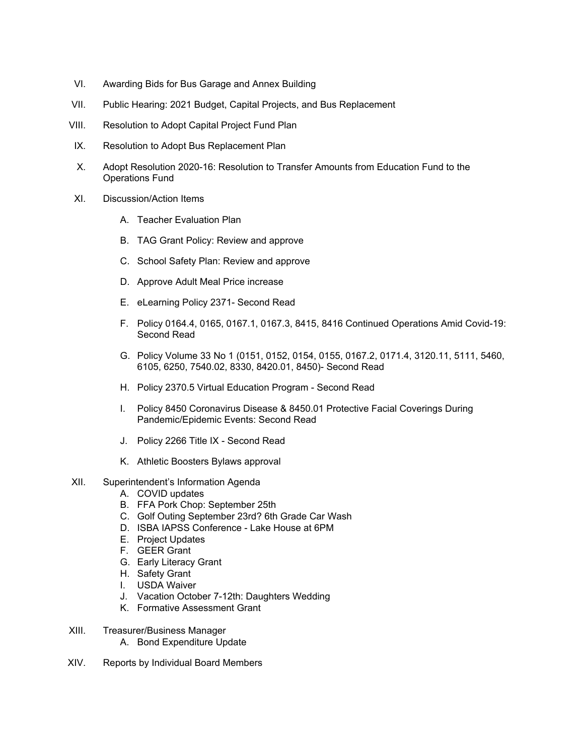VI. Awarding Bids for Bus Garage and Annex Building

VII. Public Hearing: 2021 Budget, Capital Projects, and Bus Replacement

VIII. Resolution to Adopt Capital Project Fund Plan

IX. Resolution to Adopt Bus Replacement Plan

X. Adopt Resolution 2020-16: Resolution to Transfer Amounts from Education Fund to the Operations Fund

XI. Discussion/Action Items

  A. Teacher Evaluation Plan

  B. TAG Grant Policy: Review and approve

  C. School Safety Plan: Review and approve

  D. Approve Adult Meal Price increase

  E. eLearning Policy 2371- Second Read

  F. Policy 0164.4, 0165, 0167.1, 0167.3, 8415, 8416 Continued Operations Amid Covid-19: Second Read

  G. Policy Volume 33 No 1 (0151, 0152, 0154, 0155, 0167.2, 0171.4, 3120.11, 5111, 5460, 6105, 6250, 7540.02, 8330, 8420.01, 8450)- Second Read

  H. Policy 2370.5 Virtual Education Program - Second Read

  I. Policy 8450 Coronavirus Disease & 8450.01 Protective Facial Coverings During Pandemic/Epidemic Events: Second Read

  J. Policy 2266 Title IX - Second Read

  K. Athletic Boosters Bylaws approval

XII. Superintendent's Information Agenda

  A. COVID updates
  B. FFA Pork Chop: September 25th
  C. Golf Outing September 23rd? 6th Grade Car Wash
  D. ISBA IAPSS Conference - Lake House at 6PM
  E. Project Updates
  F. GEER Grant
  G. Early Literacy Grant
  H. Safety Grant
  I. USDA Waiver
  J. Vacation October 7-12th: Daughters Wedding
  K. Formative Assessment Grant

XIII. Treasurer/Business Manager

  A. Bond Expenditure Update

XIV. Reports by Individual Board Members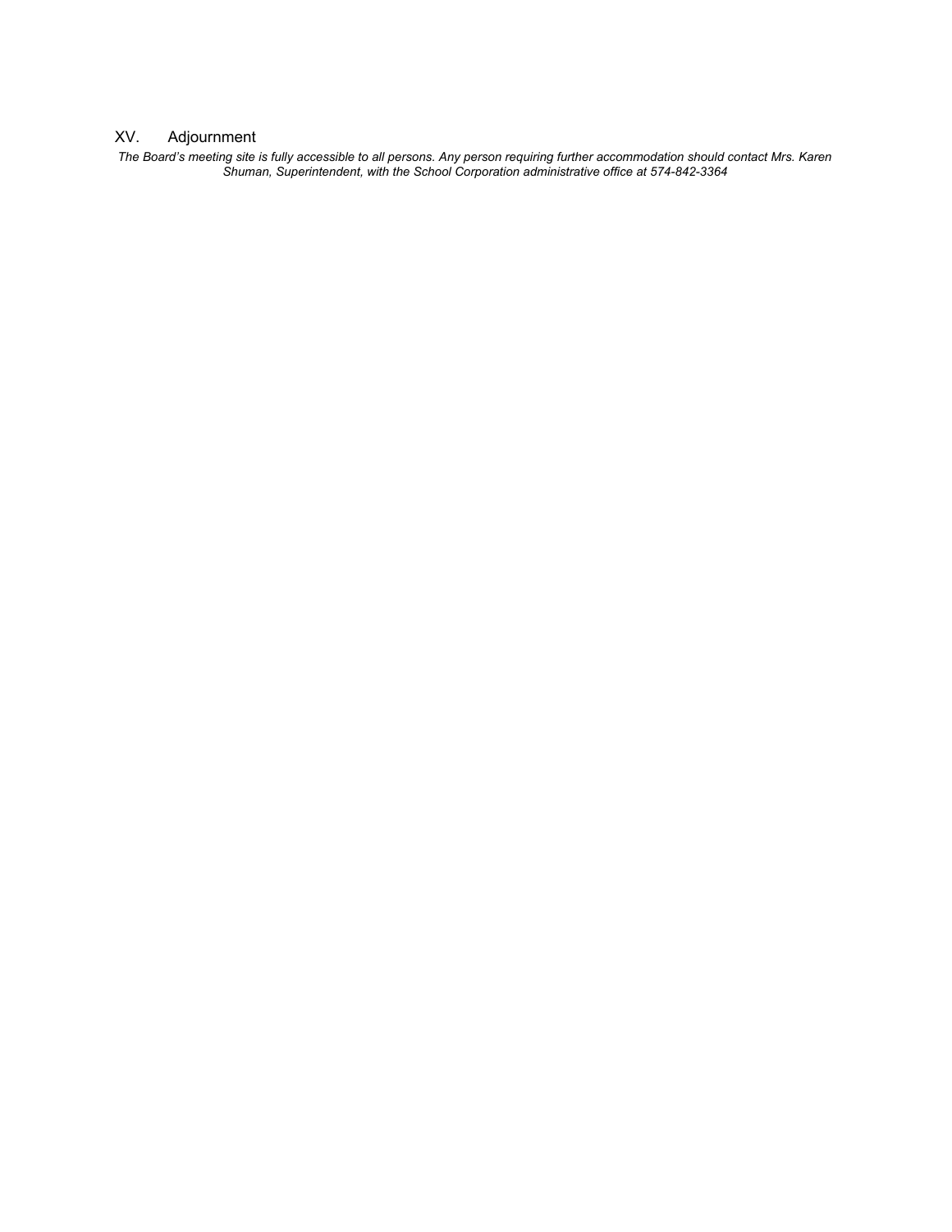XV. Adjournment

*The Board's meeting site is fully accessible to all persons. Any person requiring further accommodation should contact Mrs. Karen Shuman, Superintendent, with the School Corporation administrative office at 574-842-3364*